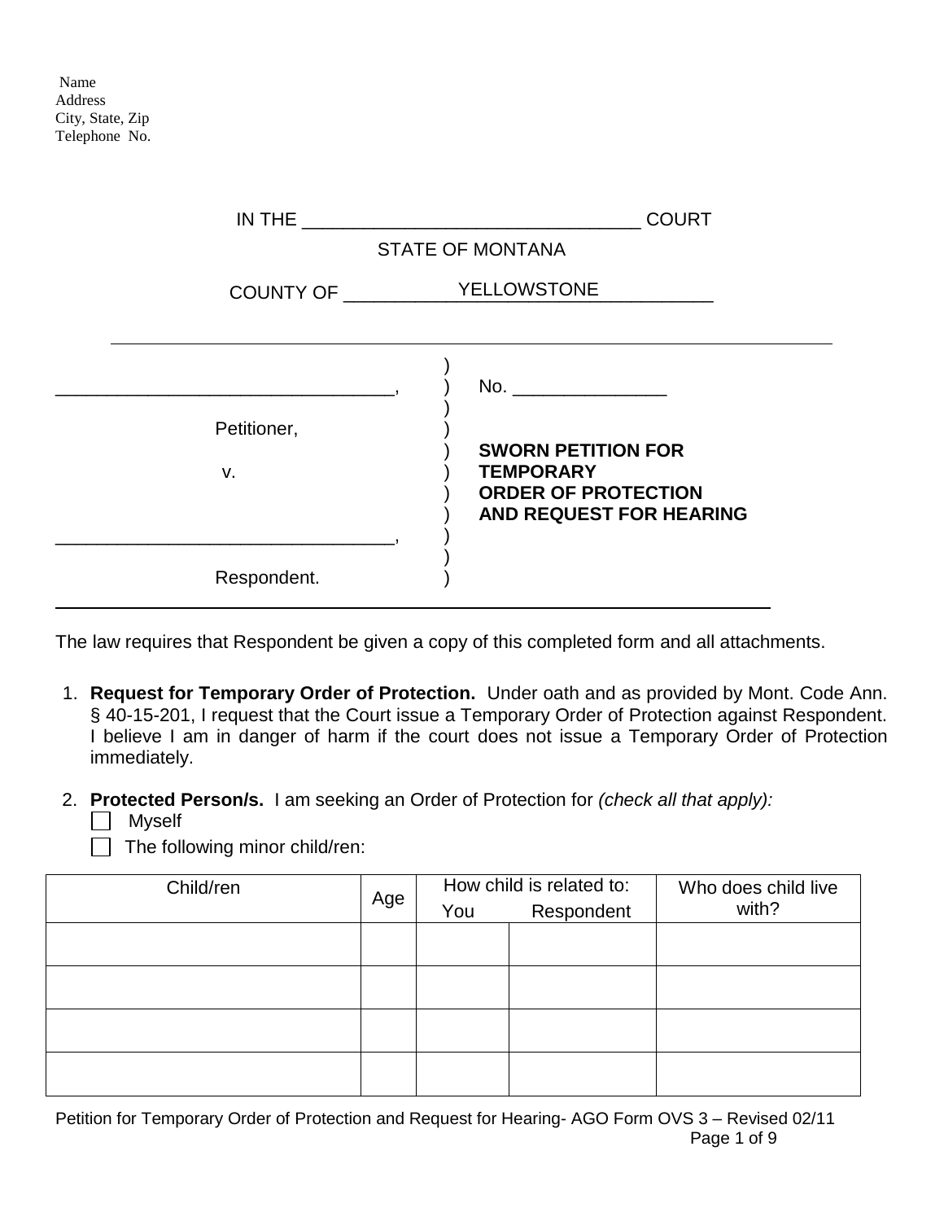Name
Address
City, State, Zip
Telephone No.

IN THE ________________________________ COURT

STATE OF MONTANA

COUNTY OF YELLOWSTONE

| | | |
|---|---|---|
| _________________________________, | ) | No. _______________ |
| Petitioner, | ) | |
| v. | ) | **SWORN PETITION FOR TEMPORARY ORDER OF PROTECTION AND REQUEST FOR HEARING** |
| _________________________________, | ) | |
| Respondent. | ) | |

The law requires that Respondent be given a copy of this completed form and all attachments.

1. **Request for Temporary Order of Protection.** Under oath and as provided by Mont. Code Ann. § 40-15-201, I request that the Court issue a Temporary Order of Protection against Respondent. I believe I am in danger of harm if the court does not issue a Temporary Order of Protection immediately.

2. **Protected Person/s.** I am seeking an Order of Protection for *(check all that apply):*
   - ☐ Myself
   - ☐ The following minor child/ren:

| Child/ren | Age | How child is related to: You | Respondent | Who does child live with? |
|---|---|---|---|---|
| | | | | |
| | | | | |
| | | | | |
| | | | | |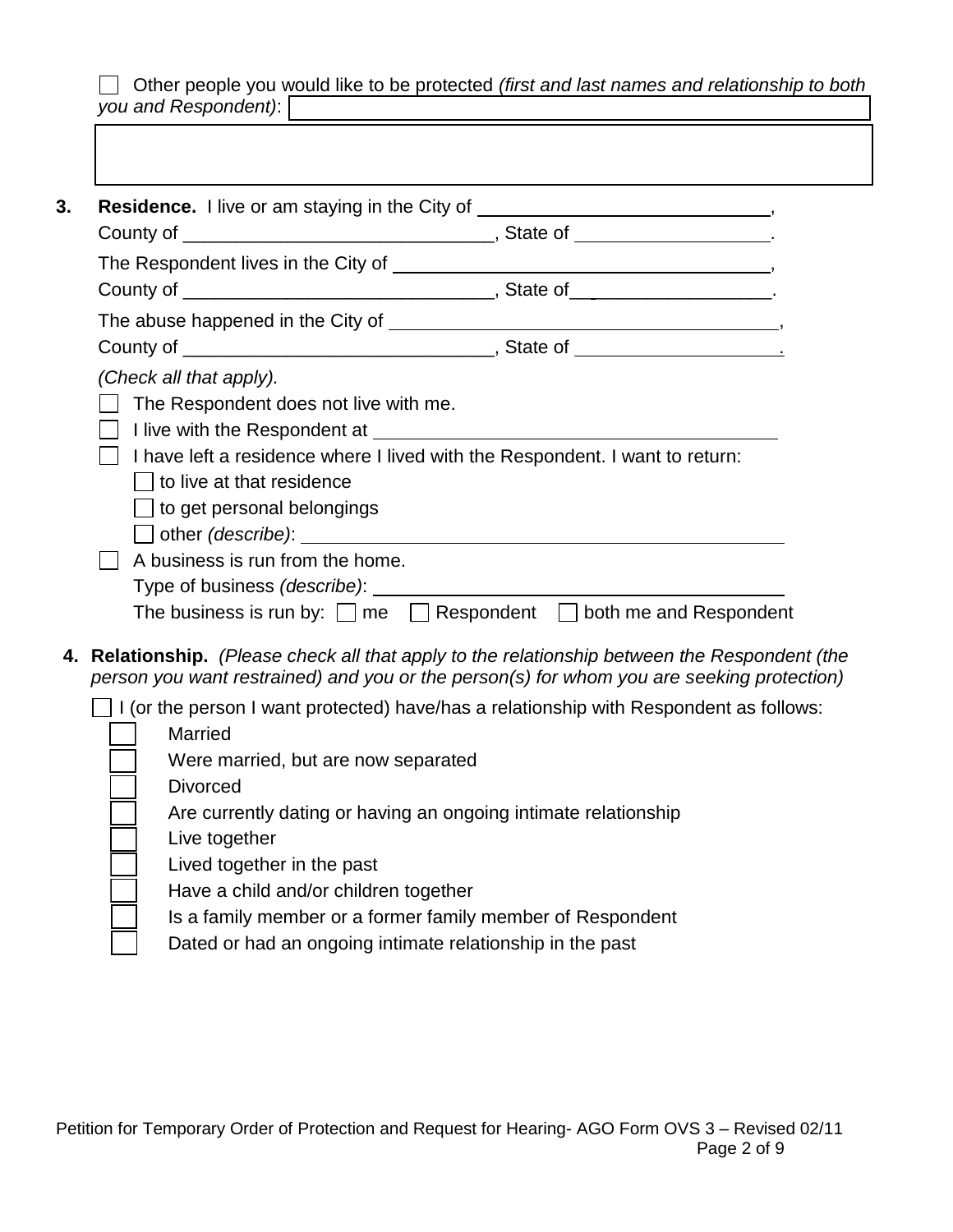☐ Other people you would like to be protected *(first and last names and relationship to both you and Respondent)*: ______________________________

______________________________

**3. Residence.** I live or am staying in the City of ____________________________,
County of ______________________________, State of ___________________.

The Respondent lives in the City of ____________________________________,
County of ______________________________, State of___________________.

The abuse happened in the City of ______________________________________,
County of ______________________________, State of ___________________.

*(Check all that apply).*

☐ The Respondent does not live with me.

☐ I live with the Respondent at ________________________________________

☐ I have left a residence where I lived with the Respondent. I want to return:
- ☐ to live at that residence
- ☐ to get personal belongings
- ☐ other *(describe)*: ______________________________________________

☐ A business is run from the home.
Type of business *(describe)*: ________________________________________
The business is run by: ☐ me ☐ Respondent ☐ both me and Respondent

**4. Relationship.** *(Please check all that apply to the relationship between the Respondent (the person you want restrained) and you or the person(s) for whom you are seeking protection)*

☐ I (or the person I want protected) have/has a relationship with Respondent as follows:
- ☐ Married
- ☐ Were married, but are now separated
- ☐ Divorced
- ☐ Are currently dating or having an ongoing intimate relationship
- ☐ Live together
- ☐ Lived together in the past
- ☐ Have a child and/or children together
- ☐ Is a family member or a former family member of Respondent
- ☐ Dated or had an ongoing intimate relationship in the past

Petition for Temporary Order of Protection and Request for Hearing- AGO Form OVS 3 – Revised 02/11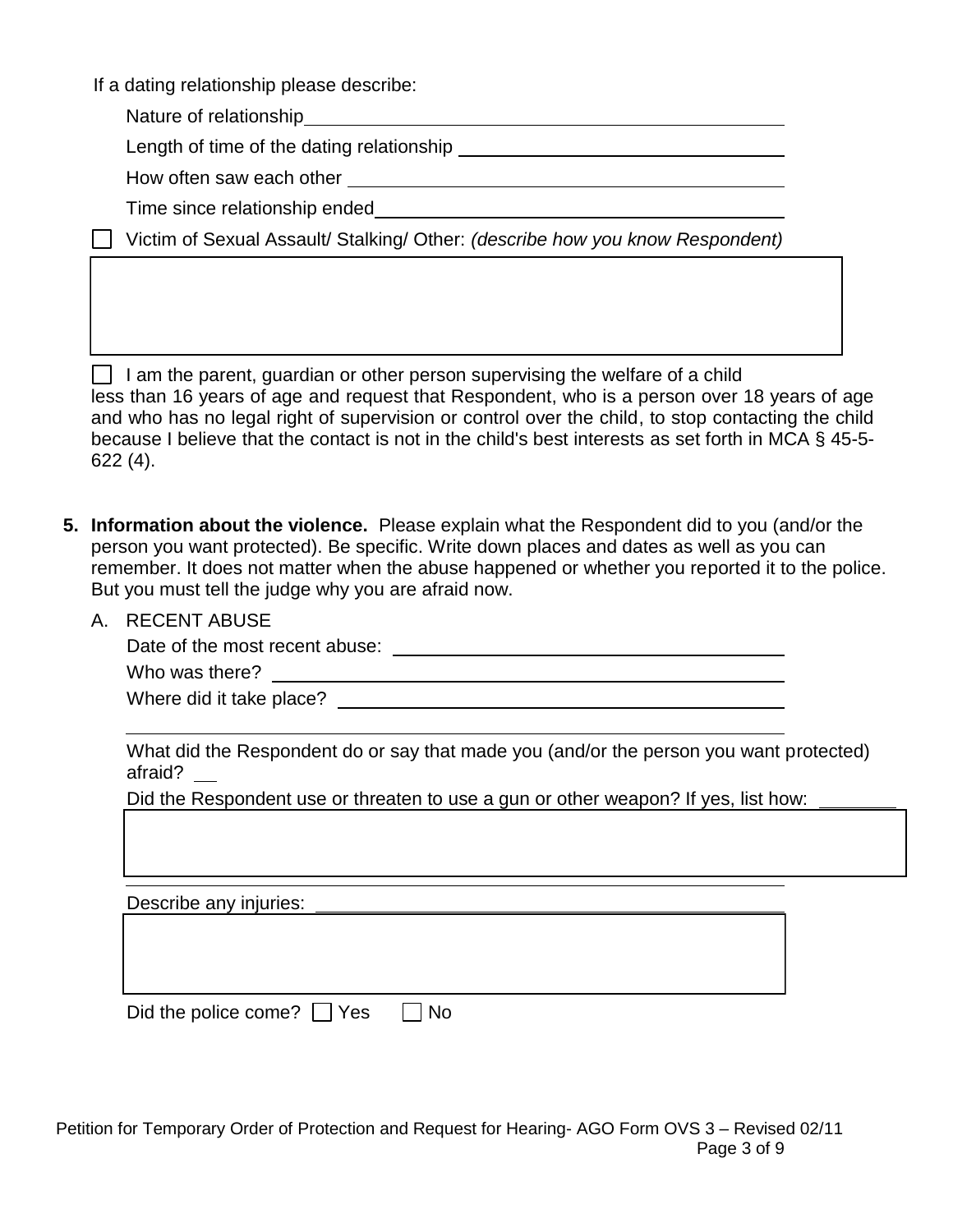If a dating relationship please describe:

Nature of relationship_______________________________________________

Length of time of the dating relationship ______________________________

How often saw each other ____________________________________________

Time since relationship ended_________________________________________

☐ Victim of Sexual Assault/ Stalking/ Other: *(describe how you know Respondent)*

☐ I am the parent, guardian or other person supervising the welfare of a child less than 16 years of age and request that Respondent, who is a person over 18 years of age and who has no legal right of supervision or control over the child, to stop contacting the child because I believe that the contact is not in the child's best interests as set forth in MCA § 45-5-622 (4).

**5. Information about the violence.** Please explain what the Respondent did to you (and/or the person you want protected). Be specific. Write down places and dates as well as you can remember. It does not matter when the abuse happened or whether you reported it to the police. But you must tell the judge why you are afraid now.

A. RECENT ABUSE

Date of the most recent abuse: ______________________________________

Who was there? ______________________________________________

Where did it take place? ________________________________________

_____________________________________________________________

What did the Respondent do or say that made you (and/or the person you want protected) afraid? __

Did the Respondent use or threaten to use a gun or other weapon? If yes, list how: ________

_____________________________________________________________

Describe any injuries: _________________________________________

Did the police come? ☐ Yes ☐ No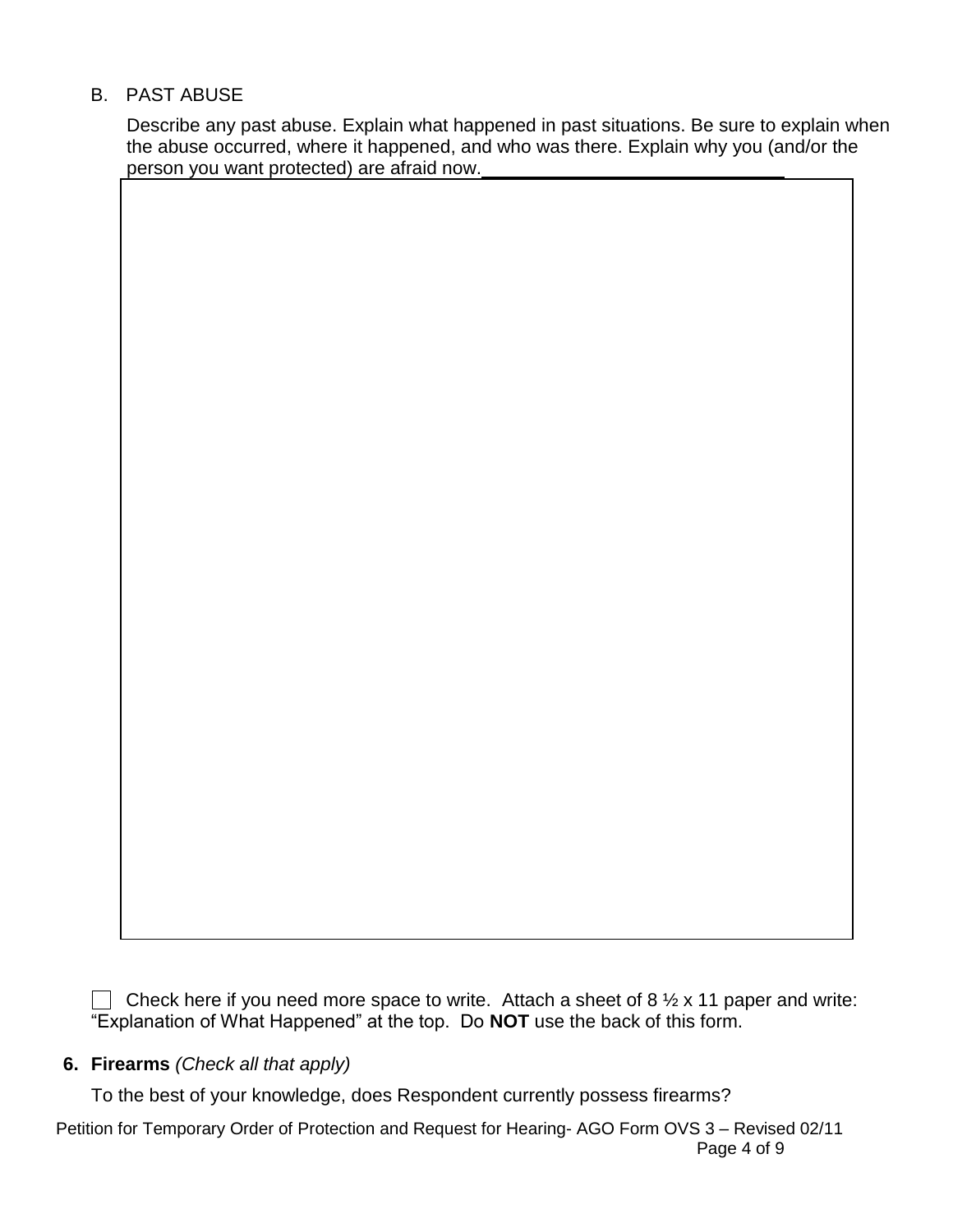B. PAST ABUSE

Describe any past abuse. Explain what happened in past situations. Be sure to explain when the abuse occurred, where it happened, and who was there. Explain why you (and/or the person you want protected) are afraid now.

☐ Check here if you need more space to write. Attach a sheet of 8 ½ x 11 paper and write: "Explanation of What Happened" at the top. Do **NOT** use the back of this form.

**6. Firearms** *(Check all that apply)*

To the best of your knowledge, does Respondent currently possess firearms?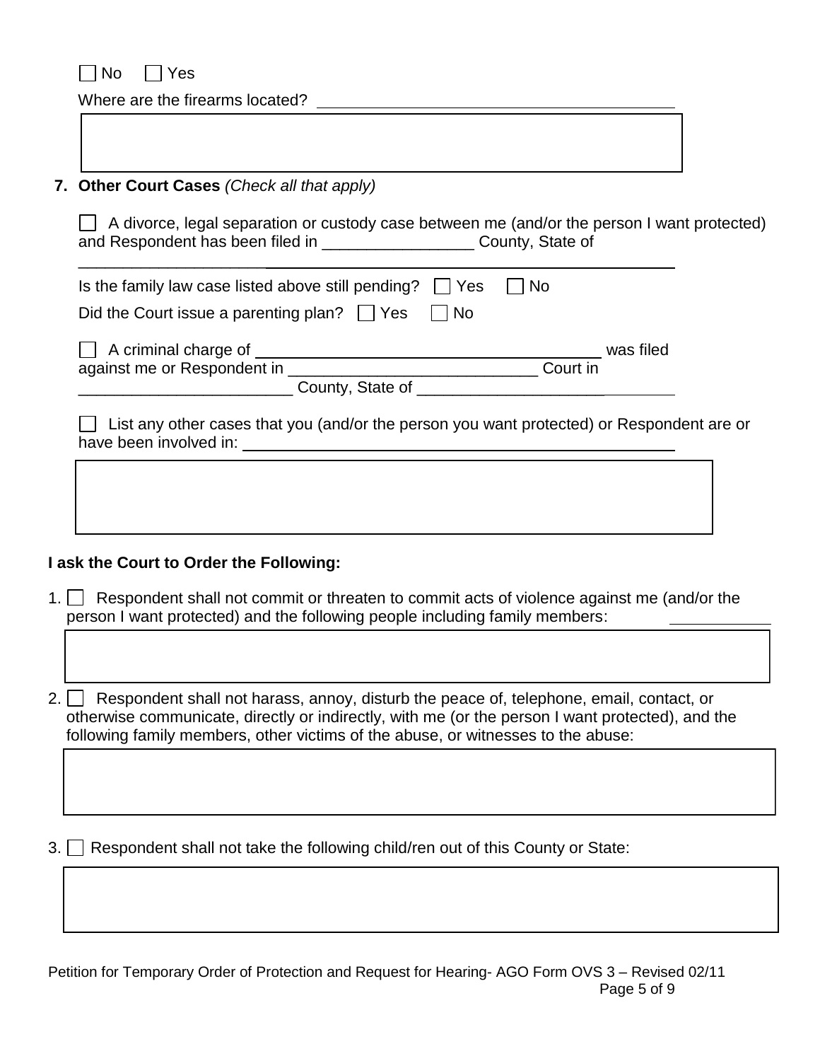☐ No ☐ Yes

Where are the firearms located? ______________________________________

7. **Other Court Cases** *(Check all that apply)*

☐ A divorce, legal separation or custody case between me (and/or the person I want protected) and Respondent has been filed in _________________ County, State of ______________________________________________________________

Is the family law case listed above still pending? ☐ Yes ☐ No

Did the Court issue a parenting plan? ☐ Yes ☐ No

☐ A criminal charge of ______________________________________ was filed against me or Respondent in ___________________________ Court in ________________________ County, State of _____________________________

☐ List any other cases that you (and/or the person you want protected) or Respondent are or have been involved in: ______________________________________________

**I ask the Court to Order the Following:**

1. ☐ Respondent shall not commit or threaten to commit acts of violence against me (and/or the person I want protected) and the following people including family members: ____________

2. ☐ Respondent shall not harass, annoy, disturb the peace of, telephone, email, contact, or otherwise communicate, directly or indirectly, with me (or the person I want protected), and the following family members, other victims of the abuse, or witnesses to the abuse:

3. ☐ Respondent shall not take the following child/ren out of this County or State:

Petition for Temporary Order of Protection and Request for Hearing- AGO Form OVS 3 – Revised 02/11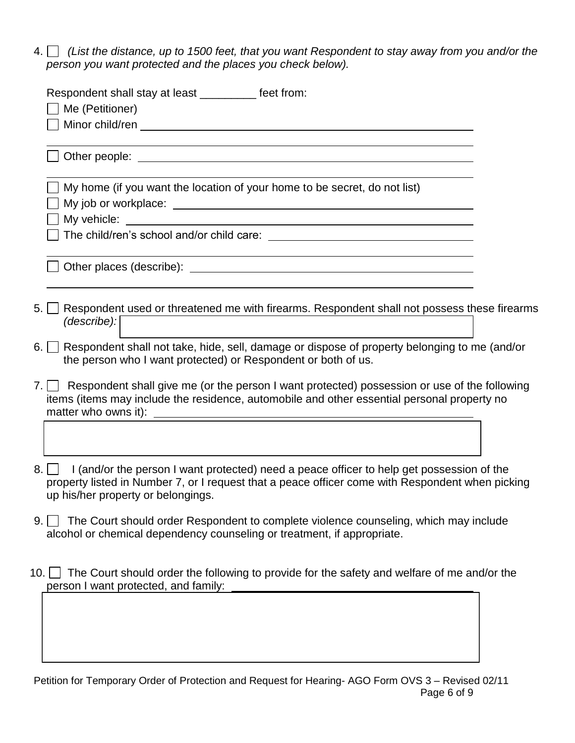4. ☐ *(List the distance, up to 1500 feet, that you want Respondent to stay away from you and/or the person you want protected and the places you check below).*

   Respondent shall stay at least _________ feet from:

   ☐ Me (Petitioner)

   ☐ Minor child/ren ________________________________________________

   ________________________________________________

   ☐ Other people: ________________________________________________

   ________________________________________________

   ☐ My home (if you want the location of your home to be secret, do not list)

   ☐ My job or workplace: ________________________________________________

   ☐ My vehicle: ________________________________________________

   ☐ The child/ren's school and/or child care: ________________________________

   ________________________________________________

   ☐ Other places (describe): ________________________________________________

   ________________________________________________

5. ☐ Respondent used or threatened me with firearms. Respondent shall not possess these firearms *(describe):* ________________________________________________

6. ☐ Respondent shall not take, hide, sell, damage or dispose of property belonging to me (and/or the person who I want protected) or Respondent or both of us.

7. ☐ Respondent shall give me (or the person I want protected) possession or use of the following items (items may include the residence, automobile and other essential personal property no matter who owns it): ________________________________________________

8. ☐ I (and/or the person I want protected) need a peace officer to help get possession of the property listed in Number 7, or I request that a peace officer come with Respondent when picking up his/her property or belongings.

9. ☐ The Court should order Respondent to complete violence counseling, which may include alcohol or chemical dependency counseling or treatment, if appropriate.

10. ☐ The Court should order the following to provide for the safety and welfare of me and/or the person I want protected, and family: ________________________________________________

Petition for Temporary Order of Protection and Request for Hearing- AGO Form OVS 3 – Revised 02/11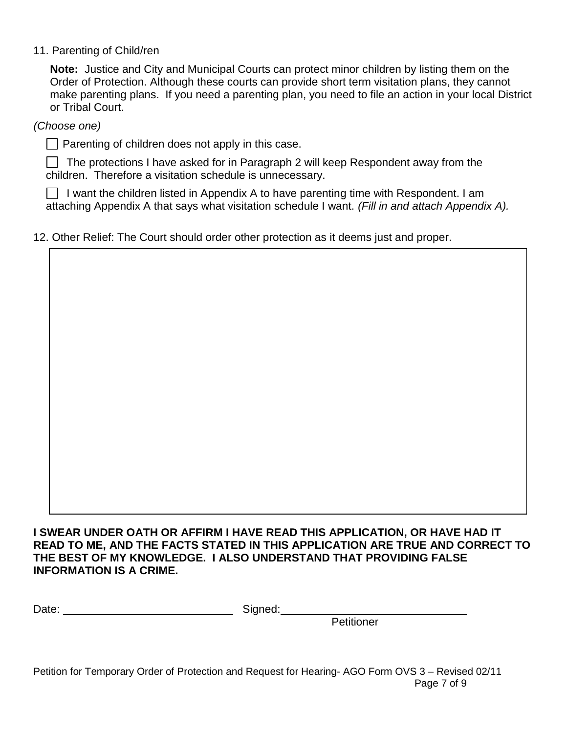11. Parenting of Child/ren

**Note:** Justice and City and Municipal Courts can protect minor children by listing them on the Order of Protection. Although these courts can provide short term visitation plans, they cannot make parenting plans. If you need a parenting plan, you need to file an action in your local District or Tribal Court.

*(Choose one)*

☐ Parenting of children does not apply in this case.

☐ The protections I have asked for in Paragraph 2 will keep Respondent away from the children. Therefore a visitation schedule is unnecessary.

☐ I want the children listed in Appendix A to have parenting time with Respondent. I am attaching Appendix A that says what visitation schedule I want. *(Fill in and attach Appendix A).*

12. Other Relief: The Court should order other protection as it deems just and proper.

| |
|---|
| |

**I SWEAR UNDER OATH OR AFFIRM I HAVE READ THIS APPLICATION, OR HAVE HAD IT READ TO ME, AND THE FACTS STATED IN THIS APPLICATION ARE TRUE AND CORRECT TO THE BEST OF MY KNOWLEDGE. I ALSO UNDERSTAND THAT PROVIDING FALSE INFORMATION IS A CRIME.**

Date: ____________________________ Signed: ______________________________

Petitioner

Petition for Temporary Order of Protection and Request for Hearing- AGO Form OVS 3 – Revised 02/11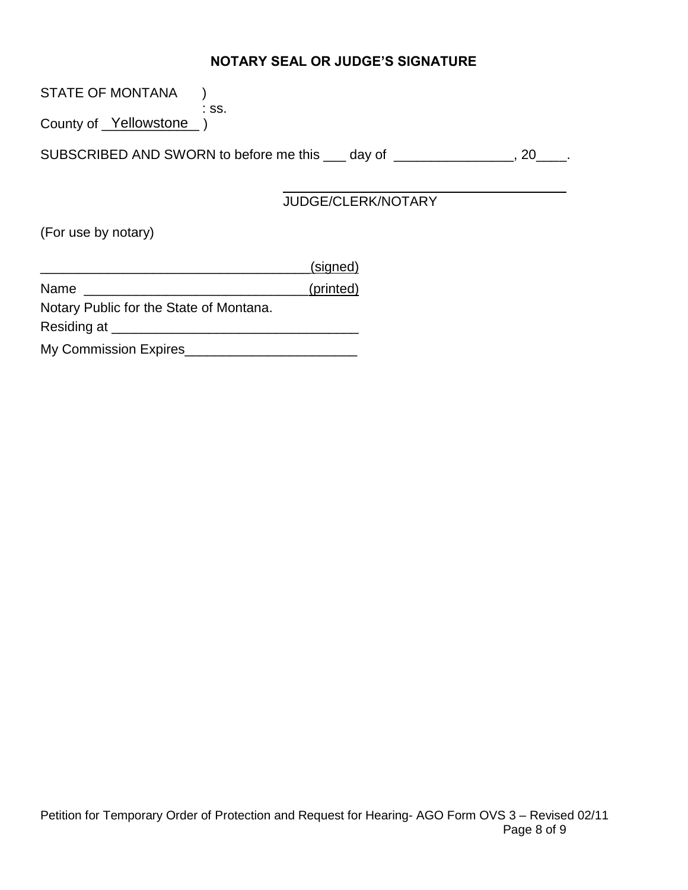### NOTARY SEAL OR JUDGE'S SIGNATURE

STATE OF MONTANA )
: ss.
County of Yellowstone )

SUBSCRIBED AND SWORN to before me this ___ day of ________________, 20____.

_______________________________________
JUDGE/CLERK/NOTARY

(For use by notary)

___________________________________(signed)

Name ______________________________(printed)

Notary Public for the State of Montana.

Residing at _________________________________

My Commission Expires_______________________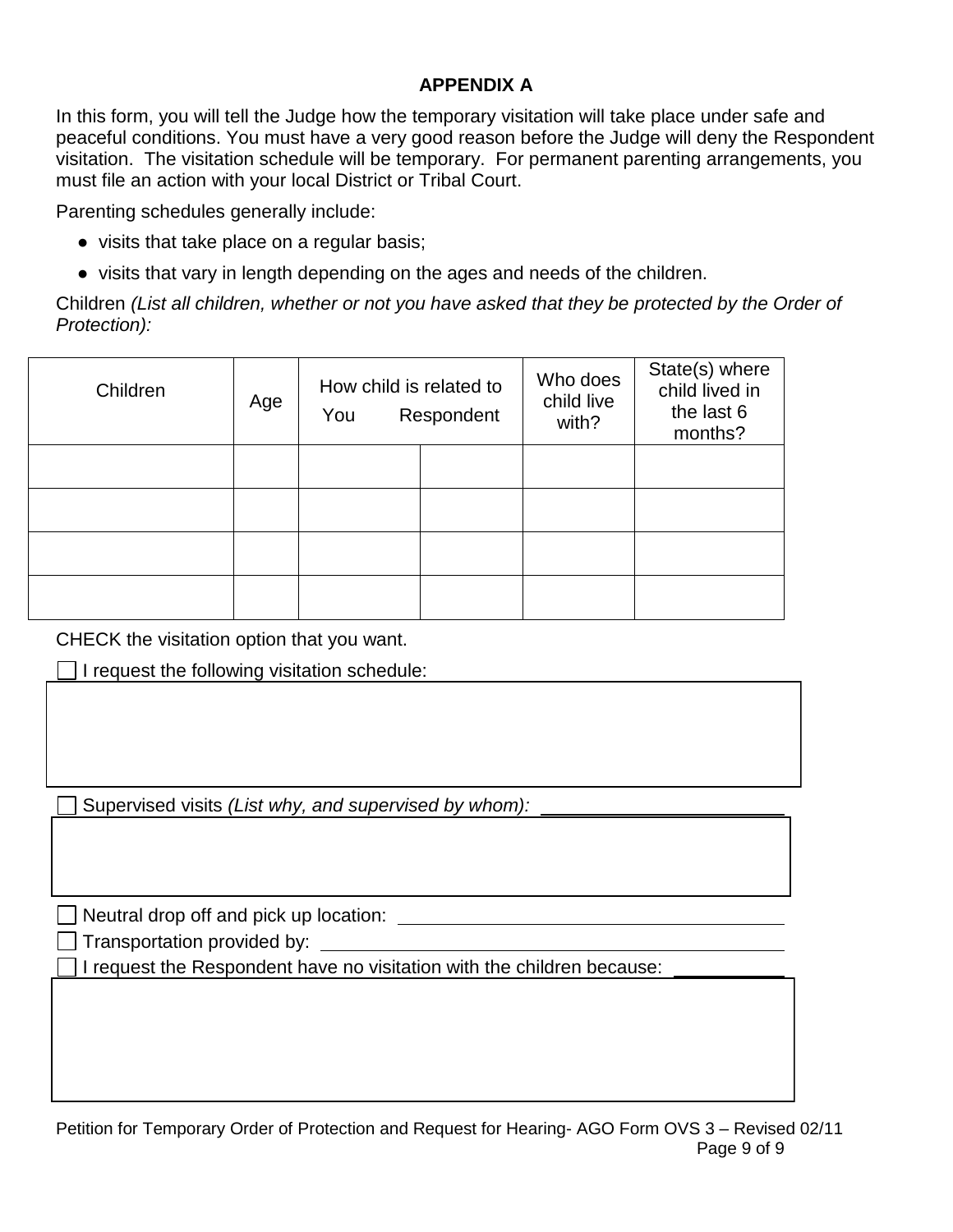## APPENDIX A

In this form, you will tell the Judge how the temporary visitation will take place under safe and peaceful conditions. You must have a very good reason before the Judge will deny the Respondent visitation. The visitation schedule will be temporary. For permanent parenting arrangements, you must file an action with your local District or Tribal Court.

Parenting schedules generally include:

- visits that take place on a regular basis;
- visits that vary in length depending on the ages and needs of the children.

Children *(List all children, whether or not you have asked that they be protected by the Order of Protection):*

| Children | Age | How child is related to You | Respondent | Who does child live with? | State(s) where child lived in the last 6 months? |
|---|---|---|---|---|---|
| | | | | | |
| | | | | | |
| | | | | | |
| | | | | | |

CHECK the visitation option that you want.

☐ I request the following visitation schedule: ______________________

☐ Supervised visits *(List why, and supervised by whom):* ______________________

☐ Neutral drop off and pick up location: ______________________

☐ Transportation provided by: ______________________

☐ I request the Respondent have no visitation with the children because: ______________________

Petition for Temporary Order of Protection and Request for Hearing- AGO Form OVS 3 – Revised 02/11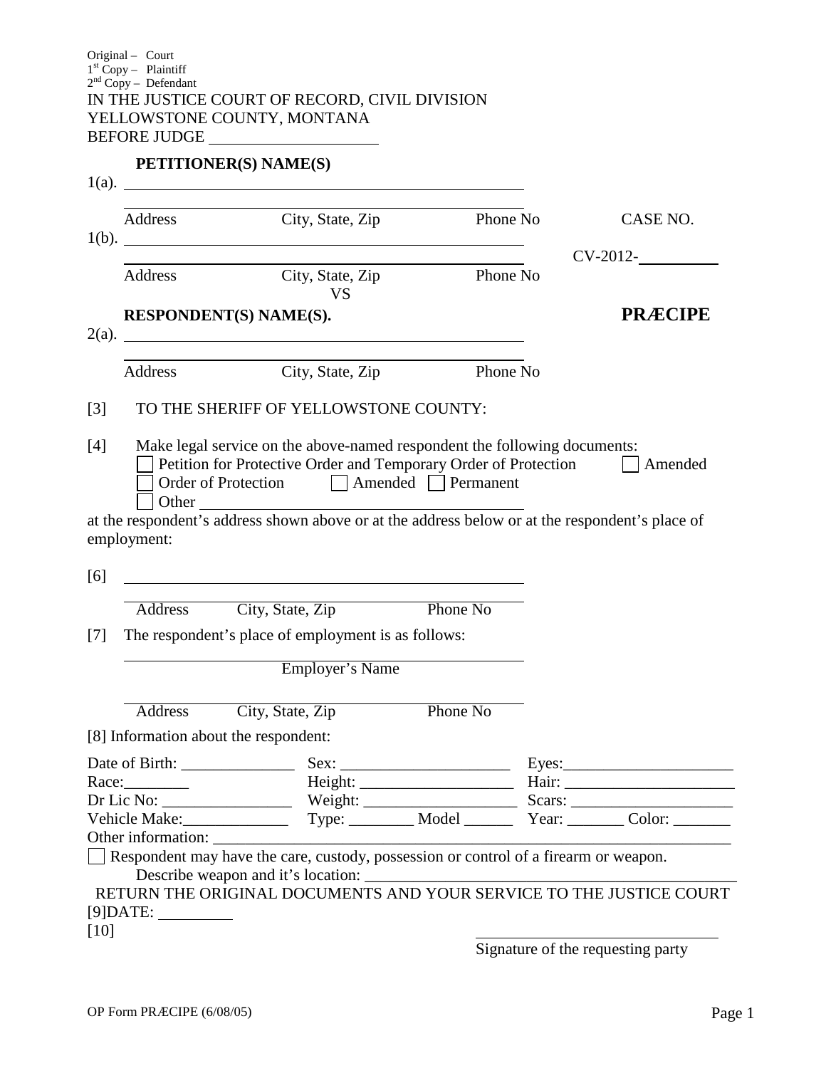Original – Court
1st Copy – Plaintiff
2nd Copy – Defendant

IN THE JUSTICE COURT OF RECORD, CIVIL DIVISION
YELLOWSTONE COUNTY, MONTANA
BEFORE JUDGE ____________________

**PETITIONER(S) NAME(S)**

1(a). ______________________________________________

Address City, State, Zip Phone No

1(b). ______________________________________________

Address City, State, Zip Phone No

CASE NO.

CV-2012-__________

VS

**RESPONDENT(S) NAME(S).**

**PRÆCIPE**

2(a). ______________________________________________

Address City, State, Zip Phone No

[3] TO THE SHERIFF OF YELLOWSTONE COUNTY:

[4] Make legal service on the above-named respondent the following documents:

☐ Petition for Protective Order and Temporary Order of Protection ☐ Amended

☐ Order of Protection ☐ Amended ☐ Permanent

☐ Other ______________________________________

at the respondent's address shown above or at the address below or at the respondent's place of employment:

[6] ______________________________________________

Address City, State, Zip Phone No

[7] The respondent's place of employment is as follows:

______________________________________________

Employer's Name

______________________________________________

Address City, State, Zip Phone No

[8] Information about the respondent:

Date of Birth: ______________ Sex: _____________________ Eyes: _____________________

Race: ________ Height: ___________________ Hair: _____________________

Dr Lic No: ________________ Weight: ___________________ Scars: ____________________

Vehicle Make: _____________ Type: ________ Model ______ Year: _______ Color: _______

Other information: ____________________________________________________________

☐ Respondent may have the care, custody, possession or control of a firearm or weapon.

Describe weapon and it's location: ____________________________________________

RETURN THE ORIGINAL DOCUMENTS AND YOUR SERVICE TO THE JUSTICE COURT

[9]DATE: _________

[10] ______________________________

Signature of the requesting party

OP Form PRÆCIPE (6/08/05)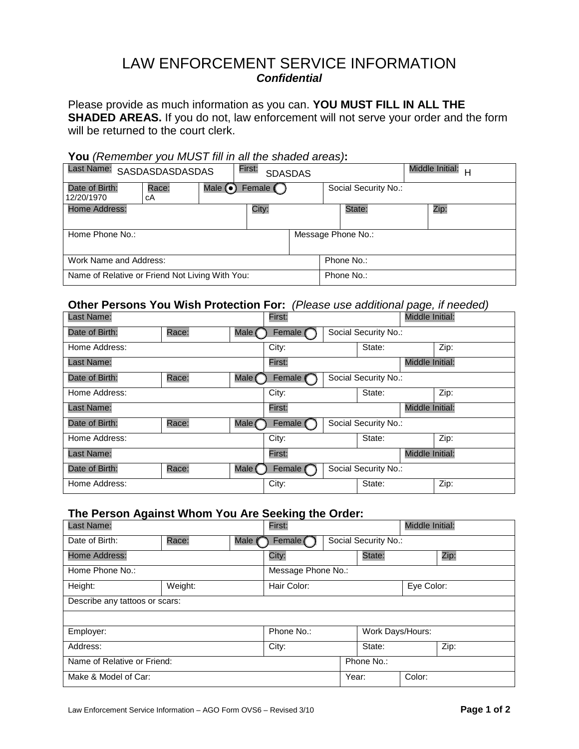# LAW ENFORCEMENT SERVICE INFORMATION

***Confidential***

Please provide as much information as you can. **YOU MUST FILL IN ALL THE SHADED AREAS.** If you do not, law enforcement will not serve your order and the form will be returned to the court clerk.

**You** *(Remember you MUST fill in all the shaded areas)***:**

| Last Name: SASDASDASDASDAS | | First: SDASDAS | | Middle Initial: H |
|---|---|---|---|---|
| Date of Birth: 12/20/1970 | Race: cA | Male (•) Female ( ) | Social Security No.: | |
| Home Address: | City: | State: | Zip: | |
| Home Phone No.: | | Message Phone No.: | | |
| Work Name and Address: | | Phone No.: | | |
| Name of Relative or Friend Not Living With You: | | Phone No.: | | |

**Other Persons You Wish Protection For:** *(Please use additional page, if needed)*

| Last Name: | | | First: | | Middle Initial: |
|---|---|---|---|---|---|
| Date of Birth: | Race: | Male ( ) Female ( ) | Social Security No.: | | |
| Home Address: | | | City: | State: | Zip: |
| Last Name: | | | First: | | Middle Initial: |
| Date of Birth: | Race: | Male ( ) Female ( ) | Social Security No.: | | |
| Home Address: | | | City: | State: | Zip: |
| Last Name: | | | First: | | Middle Initial: |
| Date of Birth: | Race: | Male ( ) Female ( ) | Social Security No.: | | |
| Home Address: | | | City: | State: | Zip: |
| Last Name: | | | First: | | Middle Initial: |
| Date of Birth: | Race: | Male ( ) Female ( ) | Social Security No.: | | |
| Home Address: | | | City: | State: | Zip: |

**The Person Against Whom You Are Seeking the Order:**

| Last Name: | | | First: | | Middle Initial: |
|---|---|---|---|---|---|
| Date of Birth: | Race: | Male ( ) Female ( ) | Social Security No.: | | |
| Home Address: | | | City: | State: | Zip: |
| Home Phone No.: | | | Message Phone No.: | | |
| Height: | Weight: | | Hair Color: | | Eye Color: |
| Describe any tattoos or scars: | | | | | |
| | | | | | |
| Employer: | | | Phone No.: | Work Days/Hours: | |
| Address: | | | City: | State: | Zip: |
| Name of Relative or Friend: | | | | Phone No.: | |
| Make & Model of Car: | | | | Year: | Color: |

Law Enforcement Service Information – AGO Form OVS6 – Revised 3/10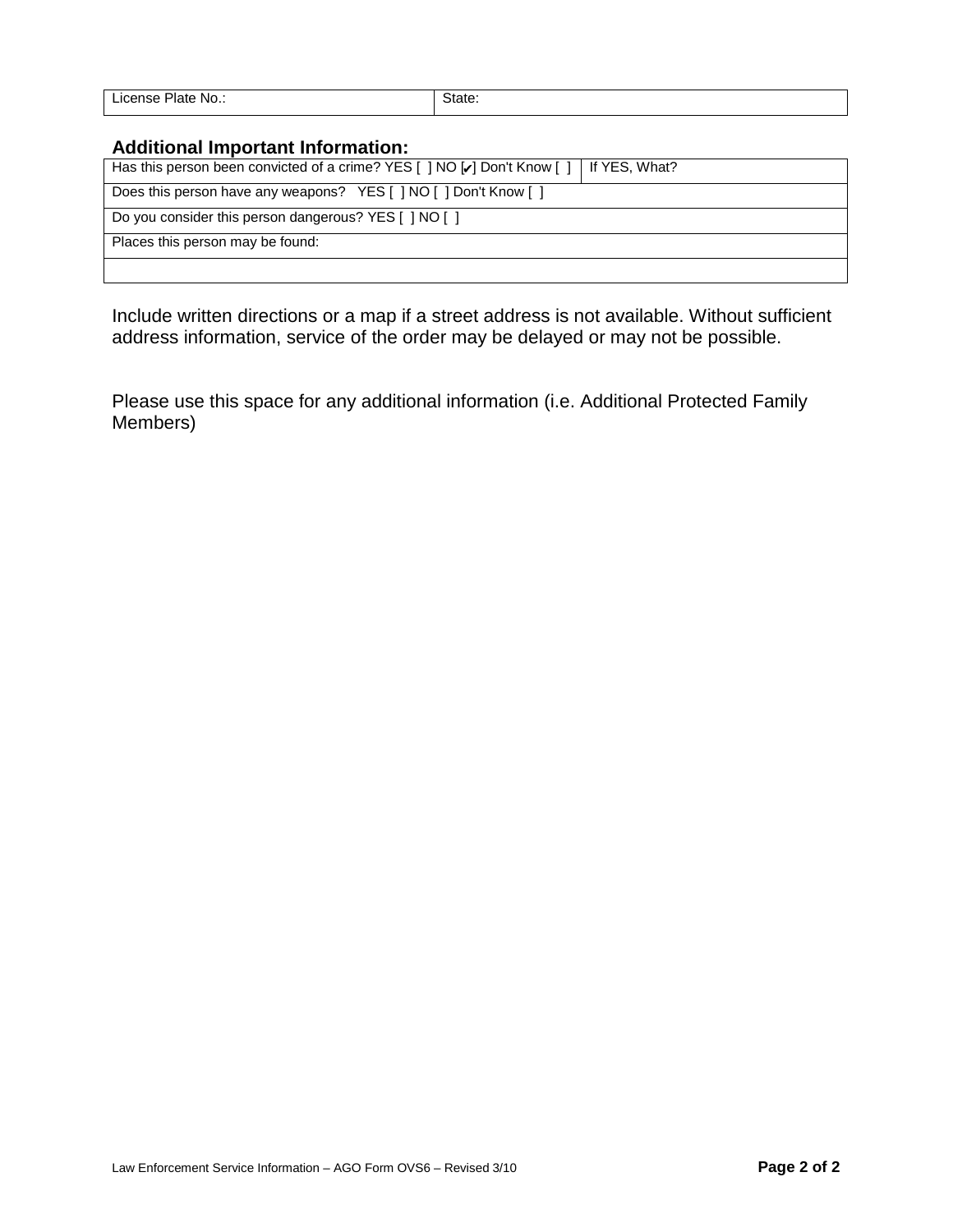| License Plate No.: | State: |
|---|---|

**Additional Important Information:**

| Has this person been convicted of a crime? YES [ ] NO [✔] Don't Know [ ] | If YES, What? |
|---|---|
| Does this person have any weapons? YES [ ] NO [ ] Don't Know [ ] | |
| Do you consider this person dangerous? YES [ ] NO [ ] | |
| Places this person may be found: | |
| | |

Include written directions or a map if a street address is not available. Without sufficient address information, service of the order may be delayed or may not be possible.

Please use this space for any additional information (i.e. Additional Protected Family Members)

Law Enforcement Service Information – AGO Form OVS6 – Revised 3/10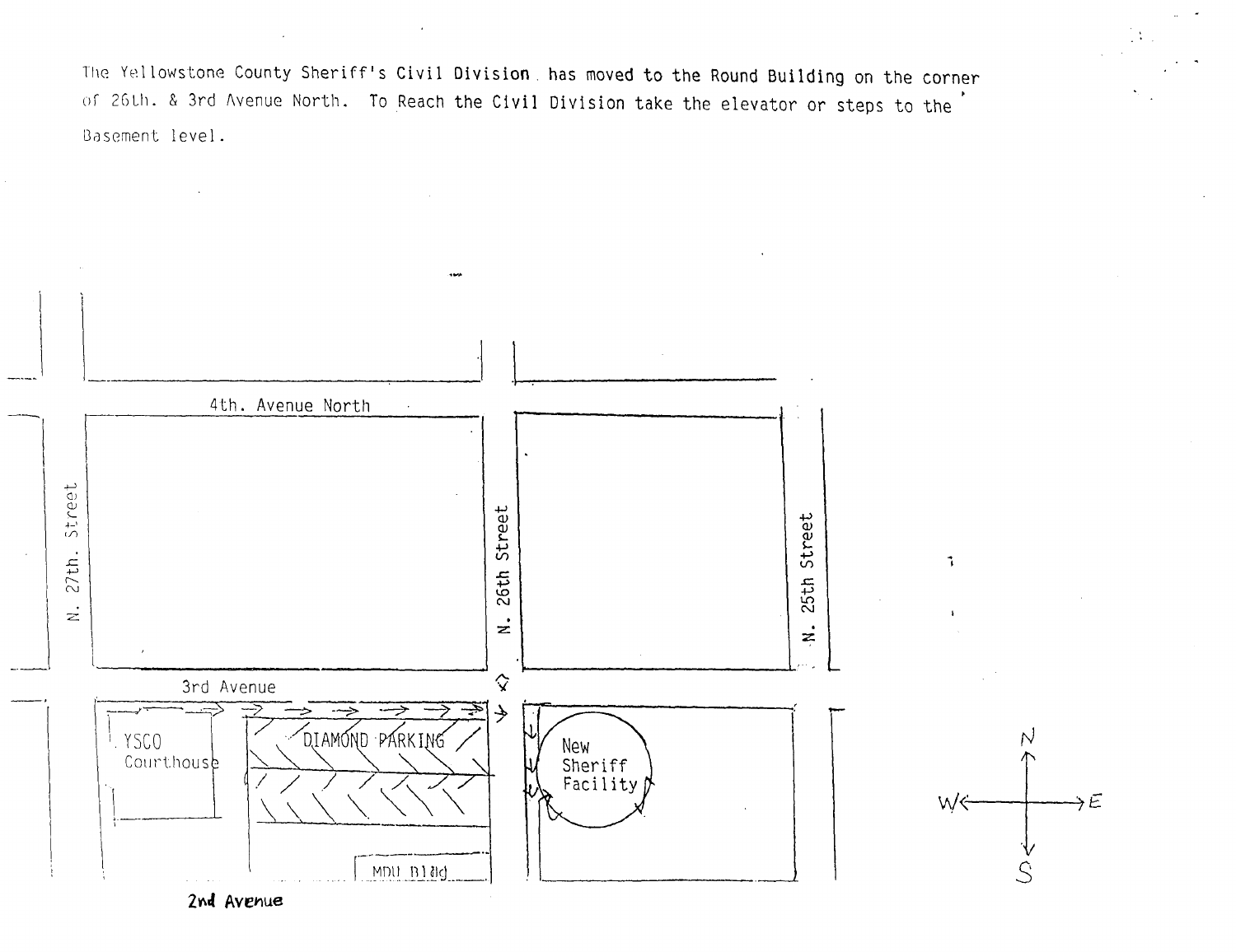The Yellowstone County Sheriff's Civil Division has moved to the Round Building on the corner of 26th. & 3rd Avenue North. To Reach the Civil Division take the elevator or steps to the Basement level.

4th. Avenue North

N. 27th. Street

N. 26th Street

N. 25th Street

3rd Avenue

YSCO Courthouse

DIAMOND PARKING

New Sheriff Facility

MDU Bldg

2nd Avenue

N

W

E

S